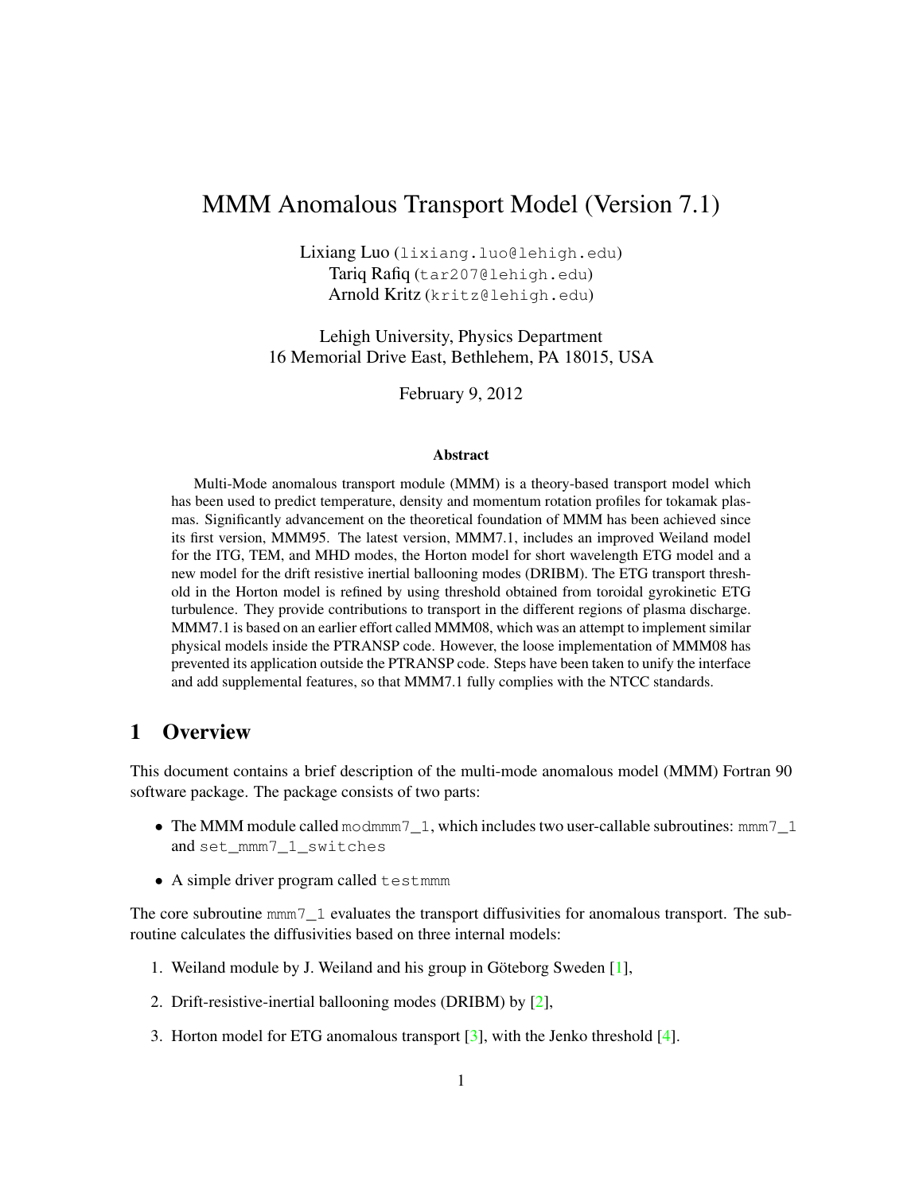# MMM Anomalous Transport Model (Version 7.1)

Lixiang Luo (lixiang.luo@lehigh.edu)
Tariq Rafiq (tar207@lehigh.edu)
Arnold Kritz (kritz@lehigh.edu)

Lehigh University, Physics Department
16 Memorial Drive East, Bethlehem, PA 18015, USA

February 9, 2012

### Abstract

Multi-Mode anomalous transport module (MMM) is a theory-based transport model which has been used to predict temperature, density and momentum rotation profiles for tokamak plasmas. Significantly advancement on the theoretical foundation of MMM has been achieved since its first version, MMM95. The latest version, MMM7.1, includes an improved Weiland model for the ITG, TEM, and MHD modes, the Horton model for short wavelength ETG model and a new model for the drift resistive inertial ballooning modes (DRIBM). The ETG transport threshold in the Horton model is refined by using threshold obtained from toroidal gyrokinetic ETG turbulence. They provide contributions to transport in the different regions of plasma discharge. MMM7.1 is based on an earlier effort called MMM08, which was an attempt to implement similar physical models inside the PTRANSP code. However, the loose implementation of MMM08 has prevented its application outside the PTRANSP code. Steps have been taken to unify the interface and add supplemental features, so that MMM7.1 fully complies with the NTCC standards.

## 1 Overview

This document contains a brief description of the multi-mode anomalous model (MMM) Fortran 90 software package. The package consists of two parts:

- The MMM module called `modmmm7_1`, which includes two user-callable subroutines: `mmm7_1` and `set_mmm7_1_switches`
- A simple driver program called `testmmm`

The core subroutine `mmm7_1` evaluates the transport diffusivities for anomalous transport. The subroutine calculates the diffusivities based on three internal models:

1. Weiland module by J. Weiland and his group in Göteborg Sweden [1],
2. Drift-resistive-inertial ballooning modes (DRIBM) by [2],
3. Horton model for ETG anomalous transport [3], with the Jenko threshold [4].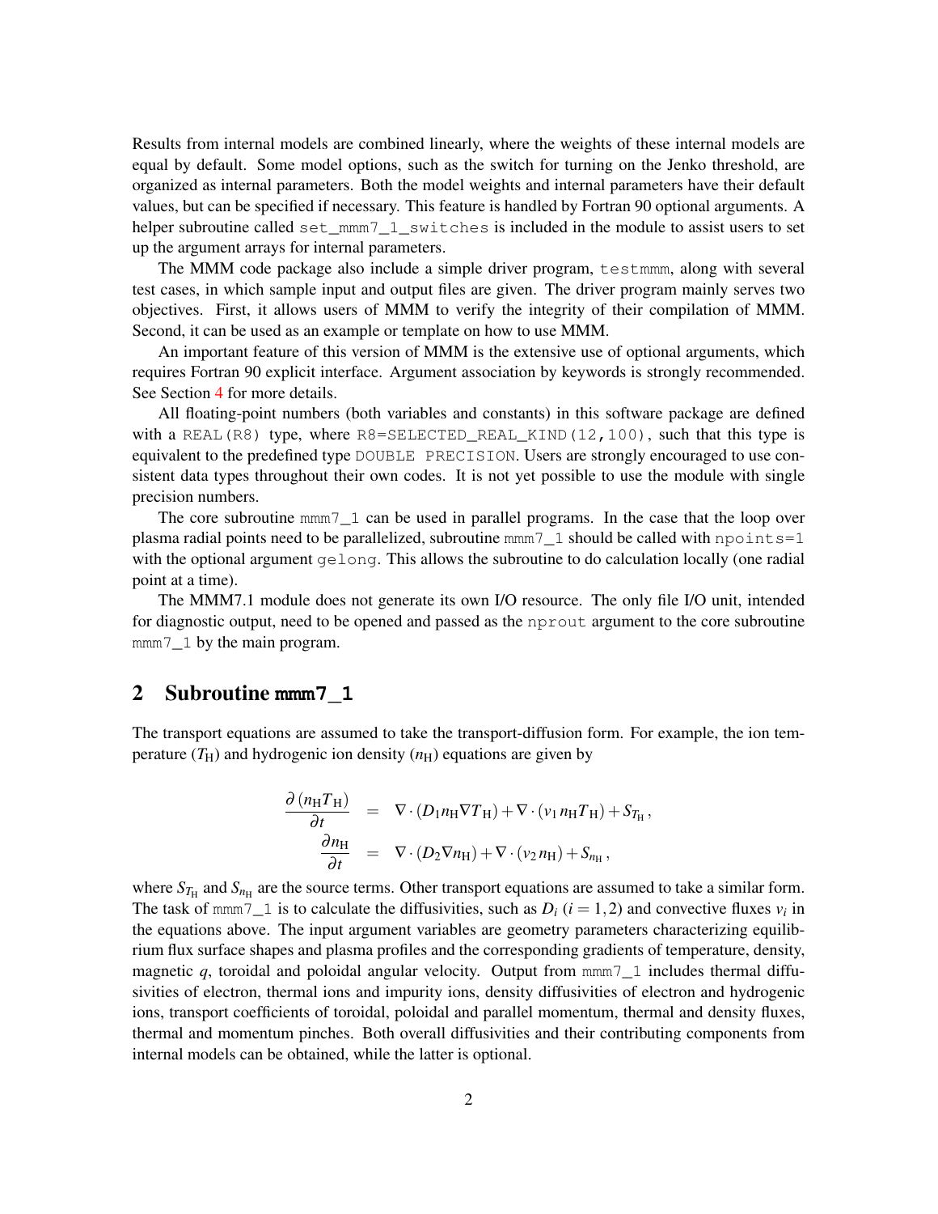Results from internal models are combined linearly, where the weights of these internal models are equal by default. Some model options, such as the switch for turning on the Jenko threshold, are organized as internal parameters. Both the model weights and internal parameters have their default values, but can be specified if necessary. This feature is handled by Fortran 90 optional arguments. A helper subroutine called `set_mmm7_1_switches` is included in the module to assist users to set up the argument arrays for internal parameters.

The MMM code package also include a simple driver program, `testmmm`, along with several test cases, in which sample input and output files are given. The driver program mainly serves two objectives. First, it allows users of MMM to verify the integrity of their compilation of MMM. Second, it can be used as an example or template on how to use MMM.

An important feature of this version of MMM is the extensive use of optional arguments, which requires Fortran 90 explicit interface. Argument association by keywords is strongly recommended. See Section 4 for more details.

All floating-point numbers (both variables and constants) in this software package are defined with a `REAL(R8)` type, where `R8=SELECTED_REAL_KIND(12,100)`, such that this type is equivalent to the predefined type `DOUBLE PRECISION`. Users are strongly encouraged to use consistent data types throughout their own codes. It is not yet possible to use the module with single precision numbers.

The core subroutine `mmm7_1` can be used in parallel programs. In the case that the loop over plasma radial points need to be parallelized, subroutine `mmm7_1` should be called with `npoints=1` with the optional argument `gelong`. This allows the subroutine to do calculation locally (one radial point at a time).

The MMM7.1 module does not generate its own I/O resource. The only file I/O unit, intended for diagnostic output, need to be opened and passed as the `nprout` argument to the core subroutine `mmm7_1` by the main program.

## 2 Subroutine `mmm7_1`

The transport equations are assumed to take the transport-diffusion form. For example, the ion temperature ($T_\mathrm{H}$) and hydrogenic ion density ($n_\mathrm{H}$) equations are given by

$$
\begin{aligned}
\frac{\partial\,(n_\mathrm{H} T_\mathrm{H})}{\partial t} &= \nabla\cdot(D_1 n_\mathrm{H} \nabla T_\mathrm{H}) + \nabla\cdot(v_1\, n_\mathrm{H} T_\mathrm{H}) + S_{T_\mathrm{H}}\,, \\
\frac{\partial n_\mathrm{H}}{\partial t} &= \nabla\cdot(D_2 \nabla n_\mathrm{H}) + \nabla\cdot(v_2\, n_\mathrm{H}) + S_{n_\mathrm{H}}\,,
\end{aligned}
$$

where $S_{T_\mathrm{H}}$ and $S_{n_\mathrm{H}}$ are the source terms. Other transport equations are assumed to take a similar form. The task of `mmm7_1` is to calculate the diffusivities, such as $D_i$ ($i = 1,2$) and convective fluxes $v_i$ in the equations above. The input argument variables are geometry parameters characterizing equilibrium flux surface shapes and plasma profiles and the corresponding gradients of temperature, density, magnetic $q$, toroidal and poloidal angular velocity. Output from `mmm7_1` includes thermal diffusivities of electron, thermal ions and impurity ions, density diffusivities of electron and hydrogenic ions, transport coefficients of toroidal, poloidal and parallel momentum, thermal and density fluxes, thermal and momentum pinches. Both overall diffusivities and their contributing components from internal models can be obtained, while the latter is optional.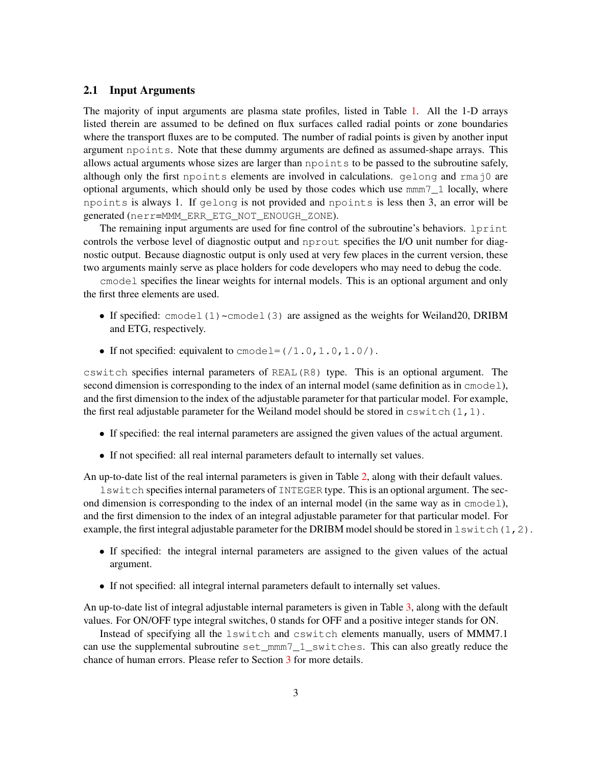### 2.1 Input Arguments

The majority of input arguments are plasma state profiles, listed in Table 1. All the 1-D arrays listed therein are assumed to be defined on flux surfaces called radial points or zone boundaries where the transport fluxes are to be computed. The number of radial points is given by another input argument `npoints`. Note that these dummy arguments are defined as assumed-shape arrays. This allows actual arguments whose sizes are larger than `npoints` to be passed to the subroutine safely, although only the first `npoints` elements are involved in calculations. `gelong` and `rmaj0` are optional arguments, which should only be used by those codes which use `mmm7_1` locally, where `npoints` is always 1. If `gelong` is not provided and `npoints` is less then 3, an error will be generated (nerr=MMM_ERR_ETG_NOT_ENOUGH_ZONE).

The remaining input arguments are used for fine control of the subroutine's behaviors. `lprint` controls the verbose level of diagnostic output and `nprout` specifies the I/O unit number for diagnostic output. Because diagnostic output is only used at very few places in the current version, these two arguments mainly serve as place holders for code developers who may need to debug the code.

`cmodel` specifies the linear weights for internal models. This is an optional argument and only the first three elements are used.

- If specified: `cmodel(1)~cmodel(3)` are assigned as the weights for Weiland20, DRIBM and ETG, respectively.
- If not specified: equivalent to `cmodel=(/1.0,1.0,1.0/)`.

`cswitch` specifies internal parameters of `REAL(R8)` type. This is an optional argument. The second dimension is corresponding to the index of an internal model (same definition as in `cmodel`), and the first dimension to the index of the adjustable parameter for that particular model. For example, the first real adjustable parameter for the Weiland model should be stored in `cswitch(1,1)`.

- If specified: the real internal parameters are assigned the given values of the actual argument.
- If not specified: all real internal parameters default to internally set values.

An up-to-date list of the real internal parameters is given in Table 2, along with their default values.

`lswitch` specifies internal parameters of `INTEGER` type. This is an optional argument. The second dimension is corresponding to the index of an internal model (in the same way as in `cmodel`), and the first dimension to the index of an integral adjustable parameter for that particular model. For example, the first integral adjustable parameter for the DRIBM model should be stored in `lswitch(1,2)`.

- If specified: the integral internal parameters are assigned to the given values of the actual argument.
- If not specified: all integral internal parameters default to internally set values.

An up-to-date list of integral adjustable internal parameters is given in Table 3, along with the default values. For ON/OFF type integral switches, 0 stands for OFF and a positive integer stands for ON.

Instead of specifying all the `lswitch` and `cswitch` elements manually, users of MMM7.1 can use the supplemental subroutine `set_mmm7_1_switches`. This can also greatly reduce the chance of human errors. Please refer to Section 3 for more details.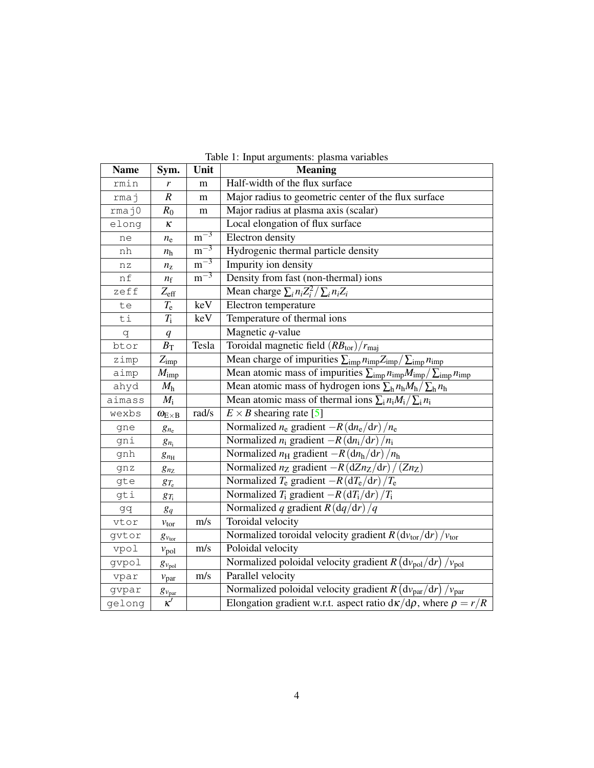Table 1: Input arguments: plasma variables

| Name | Sym. | Unit | Meaning |
|---|---|---|---|
| `rmin` | $r$ | m | Half-width of the flux surface |
| `rmaj` | $R$ | m | Major radius to geometric center of the flux surface |
| `rmaj0` | $R_0$ | m | Major radius at plasma axis (scalar) |
| `elong` | $\kappa$ | | Local elongation of flux surface |
| `ne` | $n_e$ | $m^{-3}$ | Electron density |
| `nh` | $n_h$ | $m^{-3}$ | Hydrogenic thermal particle density |
| `nz` | $n_z$ | $m^{-3}$ | Impurity ion density |
| `nf` | $n_f$ | $m^{-3}$ | Density from fast (non-thermal) ions |
| `zeff` | $Z_{eff}$ | | Mean charge $\sum_i n_i Z_i^2 / \sum_i n_i Z_i$ |
| `te` | $T_e$ | keV | Electron temperature |
| `ti` | $T_i$ | keV | Temperature of thermal ions |
| `q` | $q$ | | Magnetic $q$-value |
| `btor` | $B_T$ | Tesla | Toroidal magnetic field $(RB_{tor})/r_{maj}$ |
| `zimp` | $Z_{imp}$ | | Mean charge of impurities $\sum_{imp} n_{imp} Z_{imp} / \sum_{imp} n_{imp}$ |
| `aimp` | $M_{imp}$ | | Mean atomic mass of impurities $\sum_{imp} n_{imp} M_{imp} / \sum_{imp} n_{imp}$ |
| `ahyd` | $M_h$ | | Mean atomic mass of hydrogen ions $\sum_h n_h M_h / \sum_h n_h$ |
| `aimass` | $M_i$ | | Mean atomic mass of thermal ions $\sum_i n_i M_i / \sum_i n_i$ |
| `wexbs` | $\omega_{E\times B}$ | rad/s | $E \times B$ shearing rate [5] |
| `gne` | $g_{n_e}$ | | Normalized $n_e$ gradient $-R\left(dn_e/dr\right)/n_e$ |
| `gni` | $g_{n_i}$ | | Normalized $n_i$ gradient $-R\left(dn_i/dr\right)/n_i$ |
| `gnh` | $g_{n_H}$ | | Normalized $n_H$ gradient $-R\left(dn_h/dr\right)/n_h$ |
| `gnz` | $g_{n_Z}$ | | Normalized $n_Z$ gradient $-R\left(dZn_Z/dr\right)/\left(Zn_Z\right)$ |
| `gte` | $g_{T_e}$ | | Normalized $T_e$ gradient $-R\left(dT_e/dr\right)/T_e$ |
| `gti` | $g_{T_i}$ | | Normalized $T_i$ gradient $-R\left(dT_i/dr\right)/T_i$ |
| `gq` | $g_q$ | | Normalized $q$ gradient $R\left(dq/dr\right)/q$ |
| `vtor` | $v_{tor}$ | m/s | Toroidal velocity |
| `gvtor` | $g_{v_{tor}}$ | | Normalized toroidal velocity gradient $R\left(dv_{tor}/dr\right)/v_{tor}$ |
| `vpol` | $v_{pol}$ | m/s | Poloidal velocity |
| `gvpol` | $g_{v_{pol}}$ | | Normalized poloidal velocity gradient $R\left(dv_{pol}/dr\right)/v_{pol}$ |
| `vpar` | $v_{par}$ | m/s | Parallel velocity |
| `gvpar` | $g_{v_{par}}$ | | Normalized poloidal velocity gradient $R\left(dv_{par}/dr\right)/v_{par}$ |
| `gelong` | $\kappa'$ | | Elongation gradient w.r.t. aspect ratio $d\kappa/d\rho$, where $\rho = r/R$ |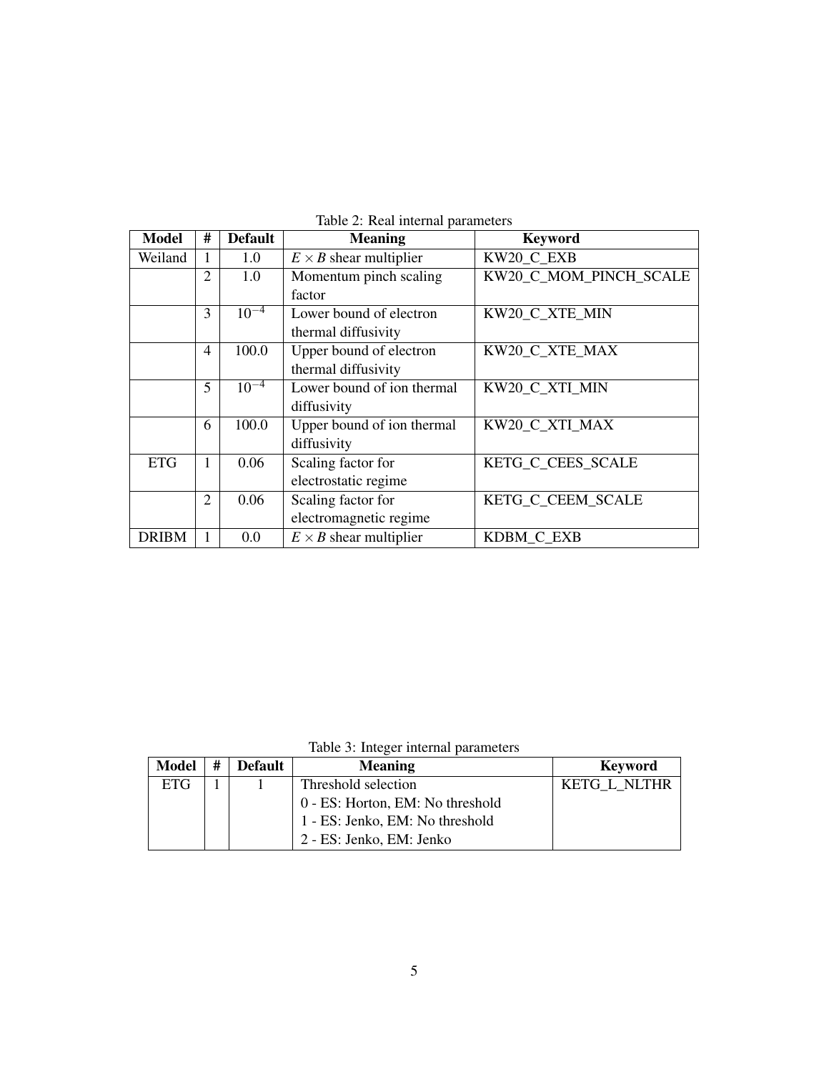Table 2: Real internal parameters

| Model | # | Default | Meaning | Keyword |
| --- | --- | --- | --- | --- |
| Weiland | 1 | 1.0 | $E \times B$ shear multiplier | KW20_C_EXB |
| | 2 | 1.0 | Momentum pinch scaling factor | KW20_C_MOM_PINCH_SCALE |
| | 3 | $10^{-4}$ | Lower bound of electron thermal diffusivity | KW20_C_XTE_MIN |
| | 4 | 100.0 | Upper bound of electron thermal diffusivity | KW20_C_XTE_MAX |
| | 5 | $10^{-4}$ | Lower bound of ion thermal diffusivity | KW20_C_XTI_MIN |
| | 6 | 100.0 | Upper bound of ion thermal diffusivity | KW20_C_XTI_MAX |
| ETG | 1 | 0.06 | Scaling factor for electrostatic regime | KETG_C_CEES_SCALE |
| | 2 | 0.06 | Scaling factor for electromagnetic regime | KETG_C_CEEM_SCALE |
| DRIBM | 1 | 0.0 | $E \times B$ shear multiplier | KDBM_C_EXB |

Table 3: Integer internal parameters

| Model | # | Default | Meaning | Keyword |
| --- | --- | --- | --- | --- |
| ETG | 1 | 1 | Threshold selection<br>0 - ES: Horton, EM: No threshold<br>1 - ES: Jenko, EM: No threshold<br>2 - ES: Jenko, EM: Jenko | KETG_L_NLTHR |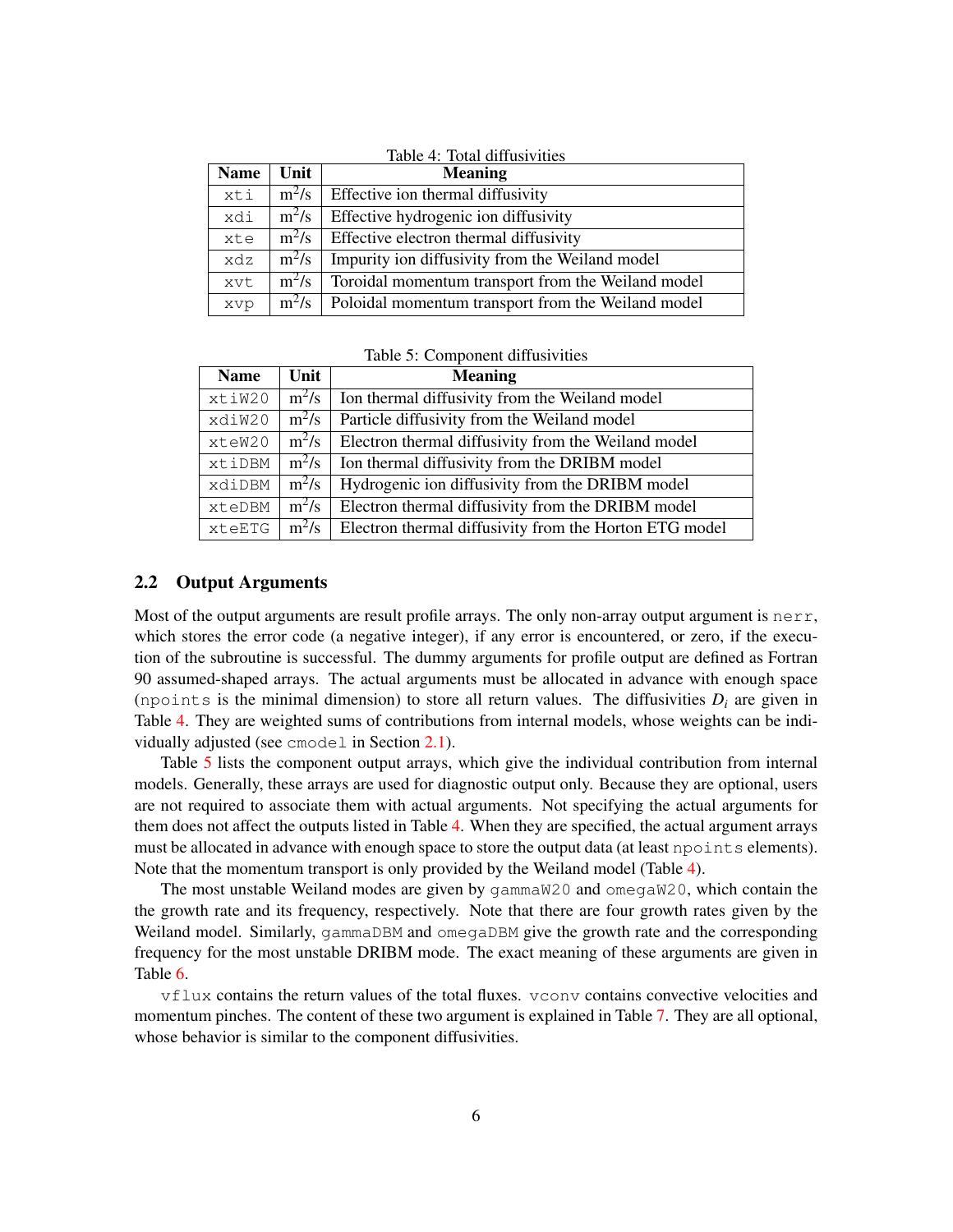Table 4: Total diffusivities

| Name | Unit | Meaning |
|---|---|---|
| `xti` | $m^2/s$ | Effective ion thermal diffusivity |
| `xdi` | $m^2/s$ | Effective hydrogenic ion diffusivity |
| `xte` | $m^2/s$ | Effective electron thermal diffusivity |
| `xdz` | $m^2/s$ | Impurity ion diffusivity from the Weiland model |
| `xvt` | $m^2/s$ | Toroidal momentum transport from the Weiland model |
| `xvp` | $m^2/s$ | Poloidal momentum transport from the Weiland model |

Table 5: Component diffusivities

| Name | Unit | Meaning |
|---|---|---|
| `xtiW20` | $m^2/s$ | Ion thermal diffusivity from the Weiland model |
| `xdiW20` | $m^2/s$ | Particle diffusivity from the Weiland model |
| `xteW20` | $m^2/s$ | Electron thermal diffusivity from the Weiland model |
| `xtiDBM` | $m^2/s$ | Ion thermal diffusivity from the DRIBM model |
| `xdiDBM` | $m^2/s$ | Hydrogenic ion diffusivity from the DRIBM model |
| `xteDBM` | $m^2/s$ | Electron thermal diffusivity from the DRIBM model |
| `xteETG` | $m^2/s$ | Electron thermal diffusivity from the Horton ETG model |

## 2.2 Output Arguments

Most of the output arguments are result profile arrays. The only non-array output argument is `nerr`, which stores the error code (a negative integer), if any error is encountered, or zero, if the execution of the subroutine is successful. The dummy arguments for profile output are defined as Fortran 90 assumed-shaped arrays. The actual arguments must be allocated in advance with enough space (`npoints` is the minimal dimension) to store all return values. The diffusivities $D_i$ are given in Table 4. They are weighted sums of contributions from internal models, whose weights can be individually adjusted (see `cmodel` in Section 2.1).

Table 5 lists the component output arrays, which give the individual contribution from internal models. Generally, these arrays are used for diagnostic output only. Because they are optional, users are not required to associate them with actual arguments. Not specifying the actual arguments for them does not affect the outputs listed in Table 4. When they are specified, the actual argument arrays must be allocated in advance with enough space to store the output data (at least `npoints` elements). Note that the momentum transport is only provided by the Weiland model (Table 4).

The most unstable Weiland modes are given by `gammaW20` and `omegaW20`, which contain the the growth rate and its frequency, respectively. Note that there are four growth rates given by the Weiland model. Similarly, `gammaDBM` and `omegaDBM` give the growth rate and the corresponding frequency for the most unstable DRIBM mode. The exact meaning of these arguments are given in Table 6.

`vflux` contains the return values of the total fluxes. `vconv` contains convective velocities and momentum pinches. The content of these two argument is explained in Table 7. They are all optional, whose behavior is similar to the component diffusivities.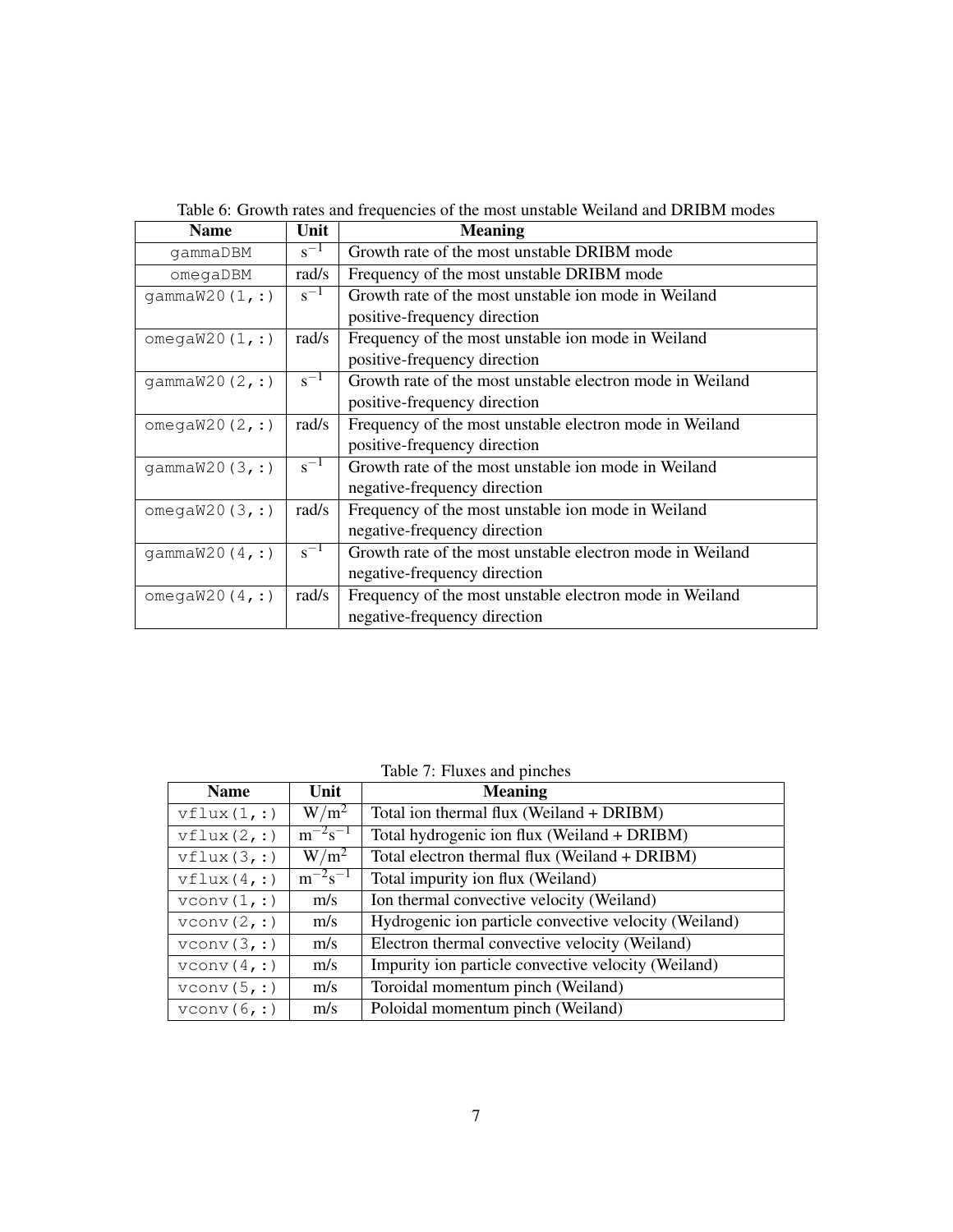Table 6: Growth rates and frequencies of the most unstable Weiland and DRIBM modes

| Name | Unit | Meaning |
| --- | --- | --- |
| `gammaDBM` | $s^{-1}$ | Growth rate of the most unstable DRIBM mode |
| `omegaDBM` | rad/s | Frequency of the most unstable DRIBM mode |
| `gammaW20(1,:)` | $s^{-1}$ | Growth rate of the most unstable ion mode in Weiland positive-frequency direction |
| `omegaW20(1,:)` | rad/s | Frequency of the most unstable ion mode in Weiland positive-frequency direction |
| `gammaW20(2,:)` | $s^{-1}$ | Growth rate of the most unstable electron mode in Weiland positive-frequency direction |
| `omegaW20(2,:)` | rad/s | Frequency of the most unstable electron mode in Weiland positive-frequency direction |
| `gammaW20(3,:)` | $s^{-1}$ | Growth rate of the most unstable ion mode in Weiland negative-frequency direction |
| `omegaW20(3,:)` | rad/s | Frequency of the most unstable ion mode in Weiland negative-frequency direction |
| `gammaW20(4,:)` | $s^{-1}$ | Growth rate of the most unstable electron mode in Weiland negative-frequency direction |
| `omegaW20(4,:)` | rad/s | Frequency of the most unstable electron mode in Weiland negative-frequency direction |

Table 7: Fluxes and pinches

| Name | Unit | Meaning |
| --- | --- | --- |
| `vflux(1,:)` | $W/m^2$ | Total ion thermal flux (Weiland + DRIBM) |
| `vflux(2,:)` | $m^{-2}s^{-1}$ | Total hydrogenic ion flux (Weiland + DRIBM) |
| `vflux(3,:)` | $W/m^2$ | Total electron thermal flux (Weiland + DRIBM) |
| `vflux(4,:)` | $m^{-2}s^{-1}$ | Total impurity ion flux (Weiland) |
| `vconv(1,:)` | m/s | Ion thermal convective velocity (Weiland) |
| `vconv(2,:)` | m/s | Hydrogenic ion particle convective velocity (Weiland) |
| `vconv(3,:)` | m/s | Electron thermal convective velocity (Weiland) |
| `vconv(4,:)` | m/s | Impurity ion particle convective velocity (Weiland) |
| `vconv(5,:)` | m/s | Toroidal momentum pinch (Weiland) |
| `vconv(6,:)` | m/s | Poloidal momentum pinch (Weiland) |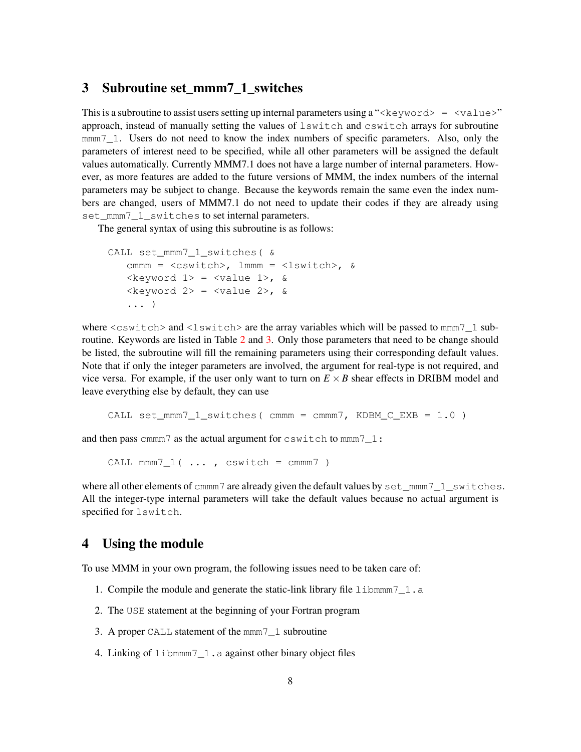## 3 Subroutine set_mmm7_1_switches

This is a subroutine to assist users setting up internal parameters using a "`<keyword> = <value>`" approach, instead of manually setting the values of `lswitch` and `cswitch` arrays for subroutine `mmm7_1`. Users do not need to know the index numbers of specific parameters. Also, only the parameters of interest need to be specified, while all other parameters will be assigned the default values automatically. Currently MMM7.1 does not have a large number of internal parameters. However, as more features are added to the future versions of MMM, the index numbers of the internal parameters may be subject to change. Because the keywords remain the same even the index numbers are changed, users of MMM7.1 do not need to update their codes if they are already using `set_mmm7_1_switches` to set internal parameters.

The general syntax of using this subroutine is as follows:

```
CALL set_mmm7_1_switches( &
   cmmm = <cswitch>, lmmm = <lswitch>, &
   <keyword 1> = <value 1>, &
   <keyword 2> = <value 2>, &
   ... )
```

where `<cswitch>` and `<lswitch>` are the array variables which will be passed to `mmm7_1` subroutine. Keywords are listed in Table 2 and 3. Only those parameters that need to be change should be listed, the subroutine will fill the remaining parameters using their corresponding default values. Note that if only the integer parameters are involved, the argument for real-type is not required, and vice versa. For example, if the user only want to turn on $E \times B$ shear effects in DRIBM model and leave everything else by default, they can use

```
CALL set_mmm7_1_switches( cmmm = cmmm7, KDBM_C_EXB = 1.0 )
```

and then pass `cmmm7` as the actual argument for `cswitch` to `mmm7_1`:

```
CALL mmm7_1( ... , cswitch = cmmm7 )
```

where all other elements of `cmmm7` are already given the default values by `set_mmm7_1_switches`. All the integer-type internal parameters will take the default values because no actual argument is specified for `lswitch`.

## 4 Using the module

To use MMM in your own program, the following issues need to be taken care of:

1. Compile the module and generate the static-link library file `libmmm7_1.a`
2. The `USE` statement at the beginning of your Fortran program
3. A proper `CALL` statement of the `mmm7_1` subroutine
4. Linking of `libmmm7_1.a` against other binary object files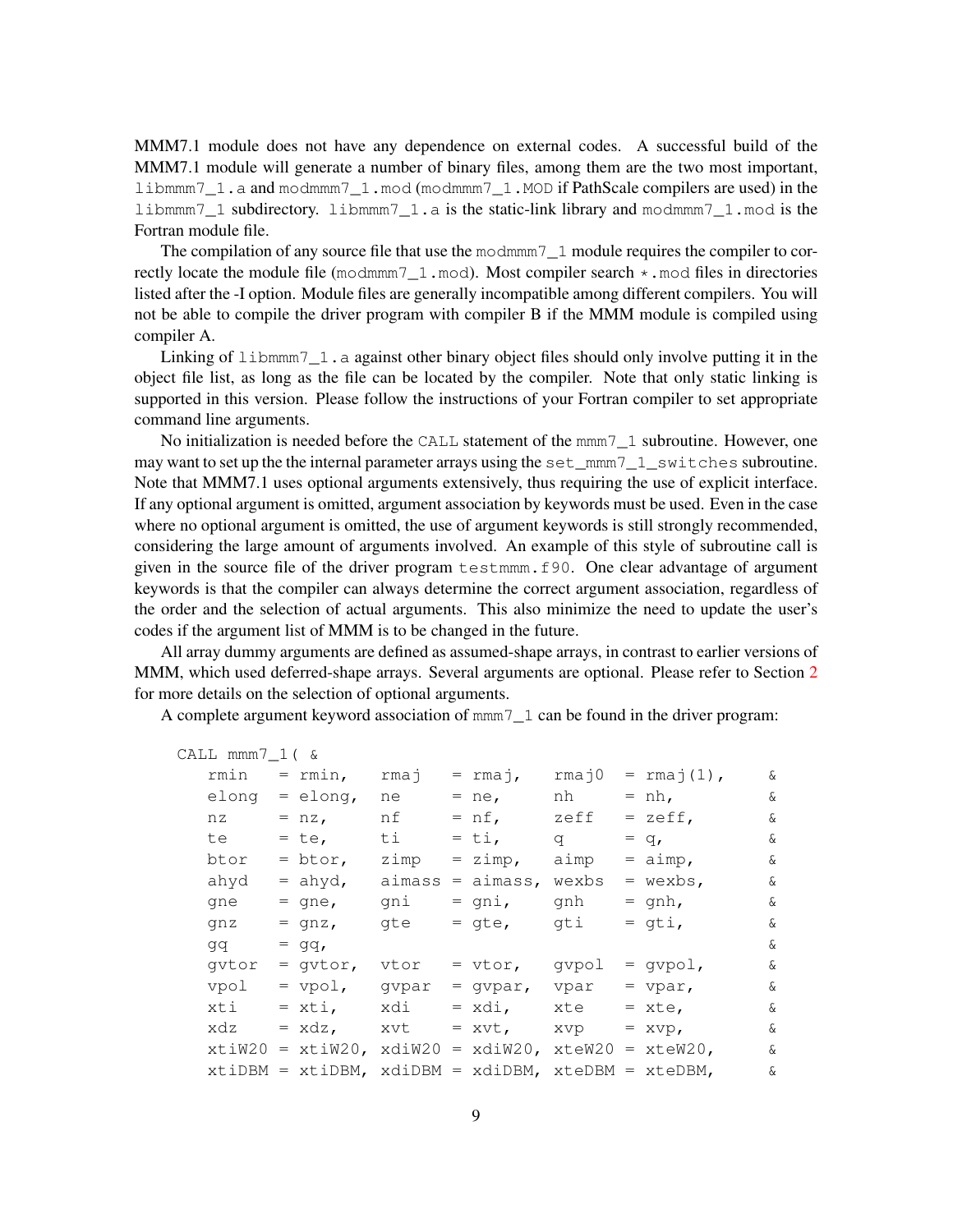MMM7.1 module does not have any dependence on external codes. A successful build of the MMM7.1 module will generate a number of binary files, among them are the two most important, `libmmm7_1.a` and `modmmm7_1.mod` (`modmmm7_1.MOD` if PathScale compilers are used) in the `libmmm7_1` subdirectory. `libmmm7_1.a` is the static-link library and `modmmm7_1.mod` is the Fortran module file.

The compilation of any source file that use the `modmmm7_1` module requires the compiler to correctly locate the module file (`modmmm7_1.mod`). Most compiler search `*.mod` files in directories listed after the -I option. Module files are generally incompatible among different compilers. You will not be able to compile the driver program with compiler B if the MMM module is compiled using compiler A.

Linking of `libmmm7_1.a` against other binary object files should only involve putting it in the object file list, as long as the file can be located by the compiler. Note that only static linking is supported in this version. Please follow the instructions of your Fortran compiler to set appropriate command line arguments.

No initialization is needed before the `CALL` statement of the `mmm7_1` subroutine. However, one may want to set up the the internal parameter arrays using the `set_mmm7_1_switches` subroutine. Note that MMM7.1 uses optional arguments extensively, thus requiring the use of explicit interface. If any optional argument is omitted, argument association by keywords must be used. Even in the case where no optional argument is omitted, the use of argument keywords is still strongly recommended, considering the large amount of arguments involved. An example of this style of subroutine call is given in the source file of the driver program `testmmm.f90`. One clear advantage of argument keywords is that the compiler can always determine the correct argument association, regardless of the order and the selection of actual arguments. This also minimize the need to update the user's codes if the argument list of MMM is to be changed in the future.

All array dummy arguments are defined as assumed-shape arrays, in contrast to earlier versions of MMM, which used deferred-shape arrays. Several arguments are optional. Please refer to Section 2 for more details on the selection of optional arguments.

A complete argument keyword association of `mmm7_1` can be found in the driver program:

```
CALL mmm7_1( &
   rmin   = rmin,   rmaj   = rmaj,   rmaj0  = rmaj(1),   &
   elong  = elong,  ne     = ne,     nh     = nh,        &
   nz     = nz,     nf     = nf,     zeff   = zeff,      &
   te     = te,     ti     = ti,     q      = q,         &
   btor   = btor,   zimp   = zimp,   aimp   = aimp,      &
   ahyd   = ahyd,   aimass = aimass, wexbs  = wexbs,     &
   gne    = gne,    gni    = gni,    gnh    = gnh,       &
   gnz    = gnz,    gte    = gte,    gti    = gti,       &
   gq     = gq,                                          &
   gvtor  = gvtor,  vtor   = vtor,   gvpol  = gvpol,     &
   vpol   = vpol,   gvpar  = gvpar,  vpar   = vpar,      &
   xti    = xti,    xdi    = xdi,    xte    = xte,       &
   xdz    = xdz,    xvt    = xvt,    xvp    = xvp,       &
   xtiW20 = xtiW20, xdiW20 = xdiW20, xteW20 = xteW20,    &
   xtiDBM = xtiDBM, xdiDBM = xdiDBM, xteDBM = xteDBM,    &
```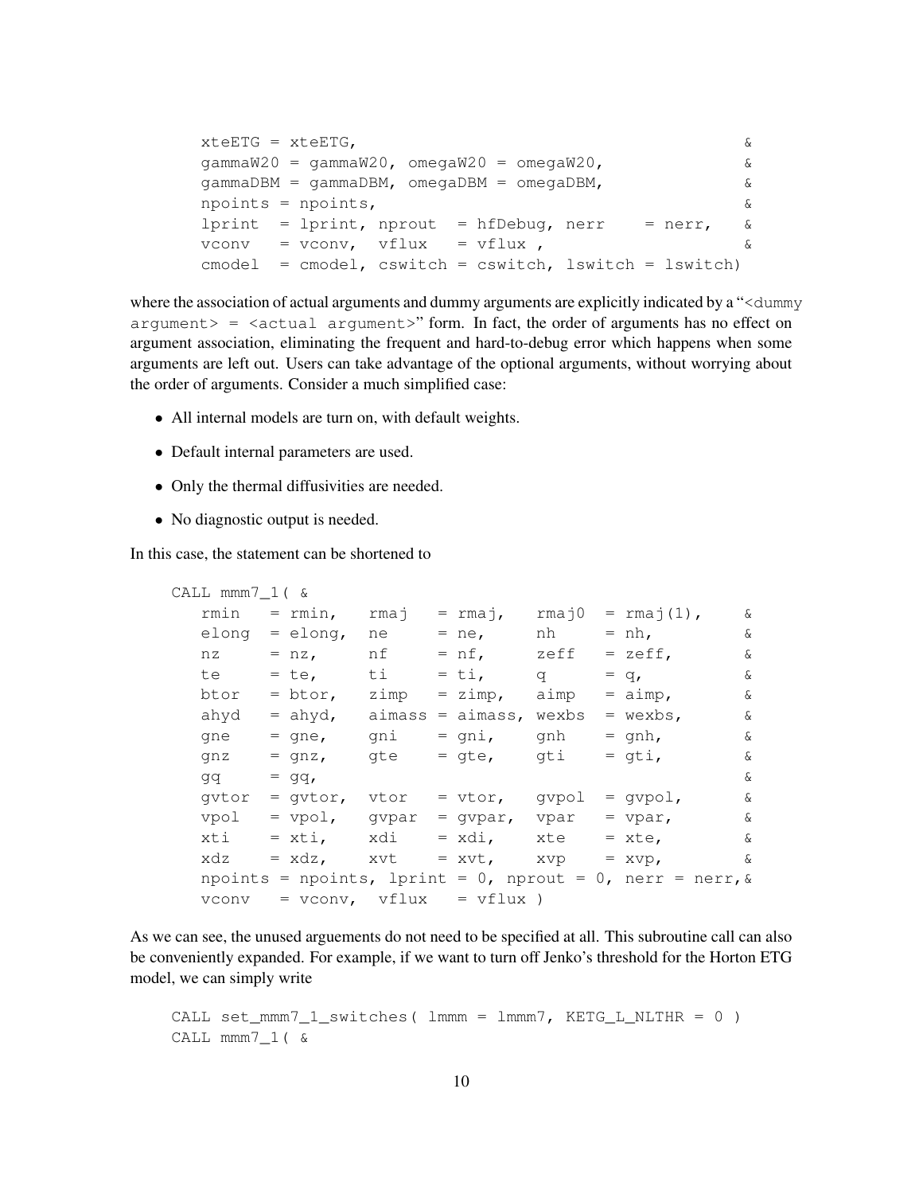```
    xteETG = xteETG,                                         &
    gammaW20 = gammaW20, omegaW20 = omegaW20,                &
    gammaDBM = gammaDBM, omegaDBM = omegaDBM,                &
    npoints = npoints,                                       &
    lprint  = lprint, nprout  = hfDebug, nerr    = nerr,     &
    vconv   = vconv,  vflux   = vflux ,                      &
    cmodel  = cmodel, cswitch = cswitch, lswitch = lswitch)
```

where the association of actual arguments and dummy arguments are explicitly indicated by a "`<dummy argument> = <actual argument>`" form. In fact, the order of arguments has no effect on argument association, eliminating the frequent and hard-to-debug error which happens when some arguments are left out. Users can take advantage of the optional arguments, without worrying about the order of arguments. Consider a much simplified case:

- All internal models are turn on, with default weights.
- Default internal parameters are used.
- Only the thermal diffusivities are needed.
- No diagnostic output is needed.

In this case, the statement can be shortened to

```
CALL mmm7_1( &
   rmin   = rmin,   rmaj   = rmaj,   rmaj0  = rmaj(1),    &
   elong  = elong,  ne     = ne,     nh     = nh,         &
   nz     = nz,     nf     = nf,     zeff   = zeff,       &
   te     = te,     ti     = ti,     q      = q,          &
   btor   = btor,   zimp   = zimp,   aimp   = aimp,       &
   ahyd   = ahyd,   aimass = aimass, wexbs  = wexbs,      &
   gne    = gne,    gni    = gni,    gnh    = gnh,        &
   gnz    = gnz,    gte    = gte,    gti    = gti,        &
   gq     = gq,                                           &
   gvtor  = gvtor,  vtor   = vtor,   gvpol  = gvpol,      &
   vpol   = vpol,   gvpar  = gvpar,  vpar   = vpar,       &
   xti    = xti,    xdi    = xdi,    xte    = xte,        &
   xdz    = xdz,    xvt    = xvt,    xvp    = xvp,        &
   npoints = npoints, lprint = 0, nprout = 0, nerr = nerr,&
   vconv   = vconv,  vflux   = vflux )
```

As we can see, the unused arguements do not need to be specified at all. This subroutine call can also be conveniently expanded. For example, if we want to turn off Jenko's threshold for the Horton ETG model, we can simply write

```
CALL set_mmm7_1_switches( lmmm = lmmm7, KETG_L_NLTHR = 0 )
CALL mmm7_1( &
```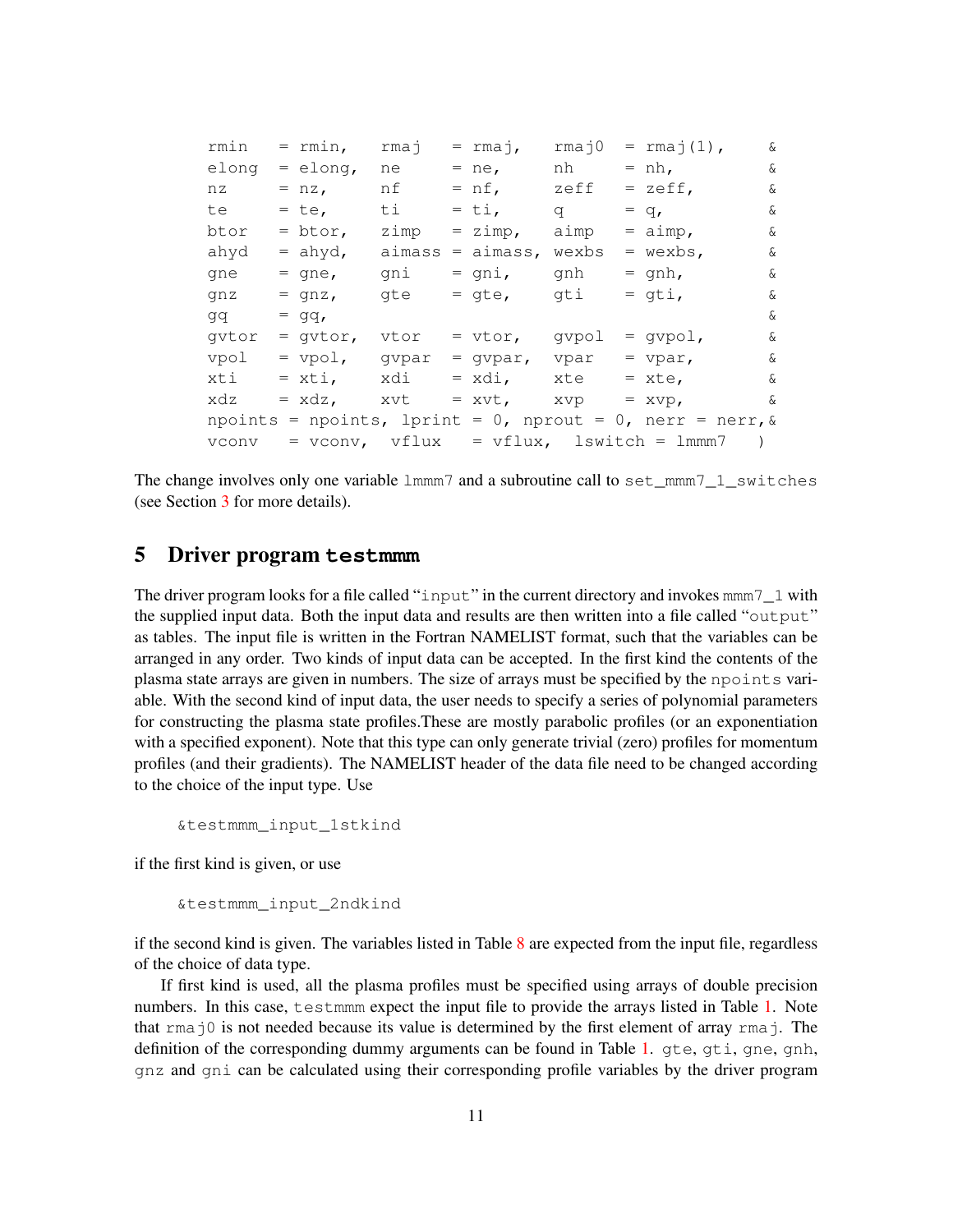```
rmin    = rmin,   rmaj    = rmaj,    rmaj0  = rmaj(1),    &
elong   = elong,  ne      = ne,      nh     = nh,         &
nz      = nz,     nf      = nf,      zeff   = zeff,       &
te      = te,     ti      = ti,      q      = q,          &
btor    = btor,   zimp    = zimp,    aimp   = aimp,       &
ahyd    = ahyd,   aimass  = aimass,  wexbs  = wexbs,      &
gne     = gne,    gni     = gni,     gnh    = gnh,        &
gnz     = gnz,    gte     = gte,     gti    = gti,        &
gq      = gq,                                             &
gvtor   = gvtor,  vtor    = vtor,    gvpol  = gvpol,      &
vpol    = vpol,   gvpar   = gvpar,   vpar   = vpar,       &
xti     = xti,    xdi     = xdi,     xte    = xte,        &
xdz     = xdz,    xvt     = xvt,     xvp    = xvp,        &
npoints = npoints, lprint = 0, nprout = 0, nerr = nerr,&
vconv    = vconv,  vflux   = vflux,  lswitch = lmmm7    )
```

The change involves only one variable `lmmm7` and a subroutine call to `set_mmm7_1_switches` (see Section 3 for more details).

## 5 Driver program `testmmm`

The driver program looks for a file called "`input`" in the current directory and invokes `mmm7_1` with the supplied input data. Both the input data and results are then written into a file called "`output`" as tables. The input file is written in the Fortran NAMELIST format, such that the variables can be arranged in any order. Two kinds of input data can be accepted. In the first kind the contents of the plasma state arrays are given in numbers. The size of arrays must be specified by the `npoints` variable. With the second kind of input data, the user needs to specify a series of polynomial parameters for constructing the plasma state profiles.These are mostly parabolic profiles (or an exponentiation with a specified exponent). Note that this type can only generate trivial (zero) profiles for momentum profiles (and their gradients). The NAMELIST header of the data file need to be changed according to the choice of the input type. Use

```
&testmmm_input_1stkind
```

if the first kind is given, or use

```
&testmmm_input_2ndkind
```

if the second kind is given. The variables listed in Table 8 are expected from the input file, regardless of the choice of data type.

If first kind is used, all the plasma profiles must be specified using arrays of double precision numbers. In this case, `testmmm` expect the input file to provide the arrays listed in Table 1. Note that `rmaj0` is not needed because its value is determined by the first element of array `rmaj`. The definition of the corresponding dummy arguments can be found in Table 1. `gte`, `gti`, `gne`, `gnh`, `gnz` and `gni` can be calculated using their corresponding profile variables by the driver program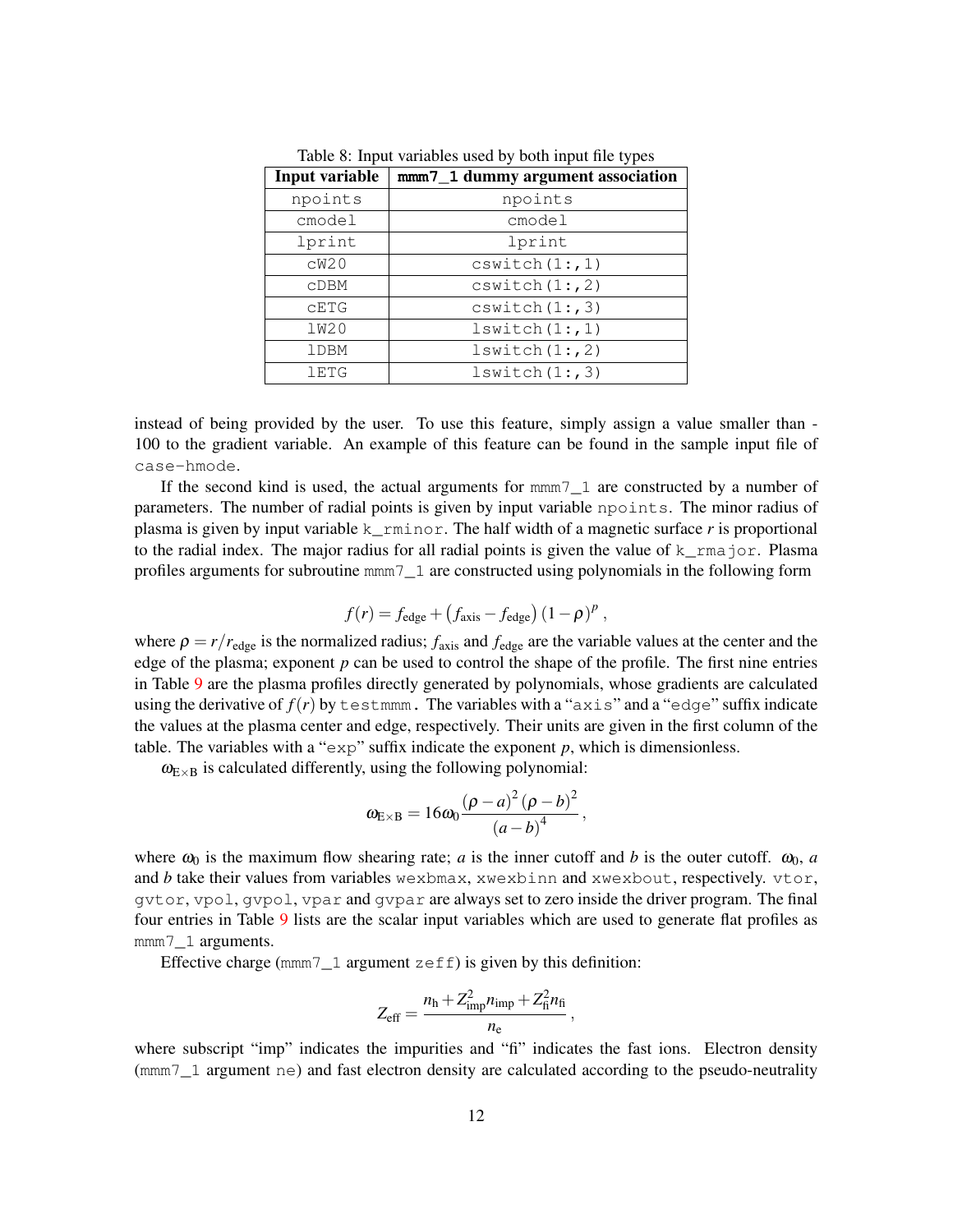Table 8: Input variables used by both input file types

| Input variable | mmm7_1 dummy argument association |
|---|---|
| npoints | npoints |
| cmodel | cmodel |
| lprint | lprint |
| cW20 | cswitch(1:,1) |
| cDBM | cswitch(1:,2) |
| cETG | cswitch(1:,3) |
| lW20 | lswitch(1:,1) |
| lDBM | lswitch(1:,2) |
| lETG | lswitch(1:,3) |

instead of being provided by the user. To use this feature, simply assign a value smaller than -100 to the gradient variable. An example of this feature can be found in the sample input file of case-hmode.

If the second kind is used, the actual arguments for mmm7_1 are constructed by a number of parameters. The number of radial points is given by input variable npoints. The minor radius of plasma is given by input variable k_rminor. The half width of a magnetic surface $r$ is proportional to the radial index. The major radius for all radial points is given the value of k_rmajor. Plasma profiles arguments for subroutine mmm7_1 are constructed using polynomials in the following form

$$f(r) = f_{\mathrm{edge}} + \left(f_{\mathrm{axis}} - f_{\mathrm{edge}}\right)(1-\rho)^p \,,$$

where $\rho = r/r_{\mathrm{edge}}$ is the normalized radius; $f_{\mathrm{axis}}$ and $f_{\mathrm{edge}}$ are the variable values at the center and the edge of the plasma; exponent $p$ can be used to control the shape of the profile. The first nine entries in Table 9 are the plasma profiles directly generated by polynomials, whose gradients are calculated using the derivative of $f(r)$ by testmmm. The variables with a "axis" and a "edge" suffix indicate the values at the plasma center and edge, respectively. Their units are given in the first column of the table. The variables with a "exp" suffix indicate the exponent $p$, which is dimensionless.

$\omega_{\mathrm{E\times B}}$ is calculated differently, using the following polynomial:

$$\omega_{\mathrm{E\times B}} = 16\omega_0 \frac{(\rho-a)^2(\rho-b)^2}{(a-b)^4} \,,$$

where $\omega_0$ is the maximum flow shearing rate; $a$ is the inner cutoff and $b$ is the outer cutoff. $\omega_0$, $a$ and $b$ take their values from variables wexbmax, xwexbinn and xwexbout, respectively. vtor, gvtor, vpol, gvpol, vpar and gvpar are always set to zero inside the driver program. The final four entries in Table 9 lists are the scalar input variables which are used to generate flat profiles as mmm7_1 arguments.

Effective charge (mmm7_1 argument zeff) is given by this definition:

$$Z_{\mathrm{eff}} = \frac{n_{\mathrm{h}} + Z_{\mathrm{imp}}^2 n_{\mathrm{imp}} + Z_{\mathrm{fi}}^2 n_{\mathrm{fi}}}{n_{\mathrm{e}}} \,,$$

where subscript "imp" indicates the impurities and "fi" indicates the fast ions. Electron density (mmm7_1 argument ne) and fast electron density are calculated according to the pseudo-neutrality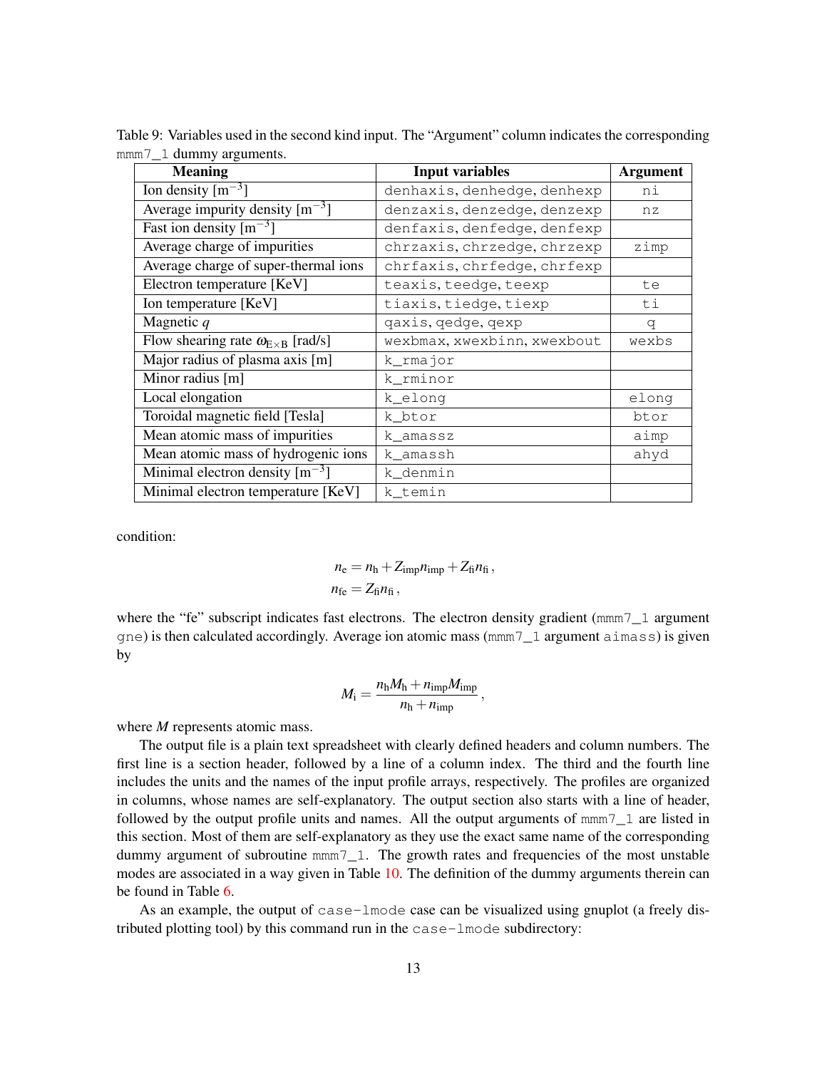Table 9: Variables used in the second kind input. The "Argument" column indicates the corresponding mmm7_1 dummy arguments.

| Meaning | Input variables | Argument |
|---|---|---|
| Ion density [m$^{-3}$] | denhaxis, denhedge, denhexp | ni |
| Average impurity density [m$^{-3}$] | denzaxis, denzedge, denzexp | nz |
| Fast ion density [m$^{-3}$] | denfaxis, denfedge, denfexp | |
| Average charge of impurities | chrzaxis, chrzedge, chrzexp | zimp |
| Average charge of super-thermal ions | chrfaxis, chrfedge, chrfexp | |
| Electron temperature [KeV] | teaxis, teedge, teexp | te |
| Ion temperature [KeV] | tiaxis, tiedge, tiexp | ti |
| Magnetic $q$ | qaxis, qedge, qexp | q |
| Flow shearing rate $\omega_{\mathrm{E\times B}}$ [rad/s] | wexbmax, xwexbinn, xwexbout | wexbs |
| Major radius of plasma axis [m] | k_rmajor | |
| Minor radius [m] | k_rminor | |
| Local elongation | k_elong | elong |
| Toroidal magnetic field [Tesla] | k_btor | btor |
| Mean atomic mass of impurities | k_amassz | aimp |
| Mean atomic mass of hydrogenic ions | k_amassh | ahyd |
| Minimal electron density [m$^{-3}$] | k_denmin | |
| Minimal electron temperature [KeV] | k_temin | |

condition:

$$n_{\mathrm{e}} = n_{\mathrm{h}} + Z_{\mathrm{imp}} n_{\mathrm{imp}} + Z_{\mathrm{fi}} n_{\mathrm{fi}} \,,$$
$$n_{\mathrm{fe}} = Z_{\mathrm{fi}} n_{\mathrm{fi}} \,,$$

where the "fe" subscript indicates fast electrons. The electron density gradient (mmm7_1 argument gne) is then calculated accordingly. Average ion atomic mass (mmm7_1 argument aimass) is given by

$$M_{\mathrm{i}} = \frac{n_{\mathrm{h}} M_{\mathrm{h}} + n_{\mathrm{imp}} M_{\mathrm{imp}}}{n_{\mathrm{h}} + n_{\mathrm{imp}}} \,,$$

where $M$ represents atomic mass.

The output file is a plain text spreadsheet with clearly defined headers and column numbers. The first line is a section header, followed by a line of a column index. The third and the fourth line includes the units and the names of the input profile arrays, respectively. The profiles are organized in columns, whose names are self-explanatory. The output section also starts with a line of header, followed by the output profile units and names. All the output arguments of mmm7_1 are listed in this section. Most of them are self-explanatory as they use the exact same name of the corresponding dummy argument of subroutine mmm7_1. The growth rates and frequencies of the most unstable modes are associated in a way given in Table 10. The definition of the dummy arguments therein can be found in Table 6.

As an example, the output of case-1mode case can be visualized using gnuplot (a freely distributed plotting tool) by this command run in the case-1mode subdirectory: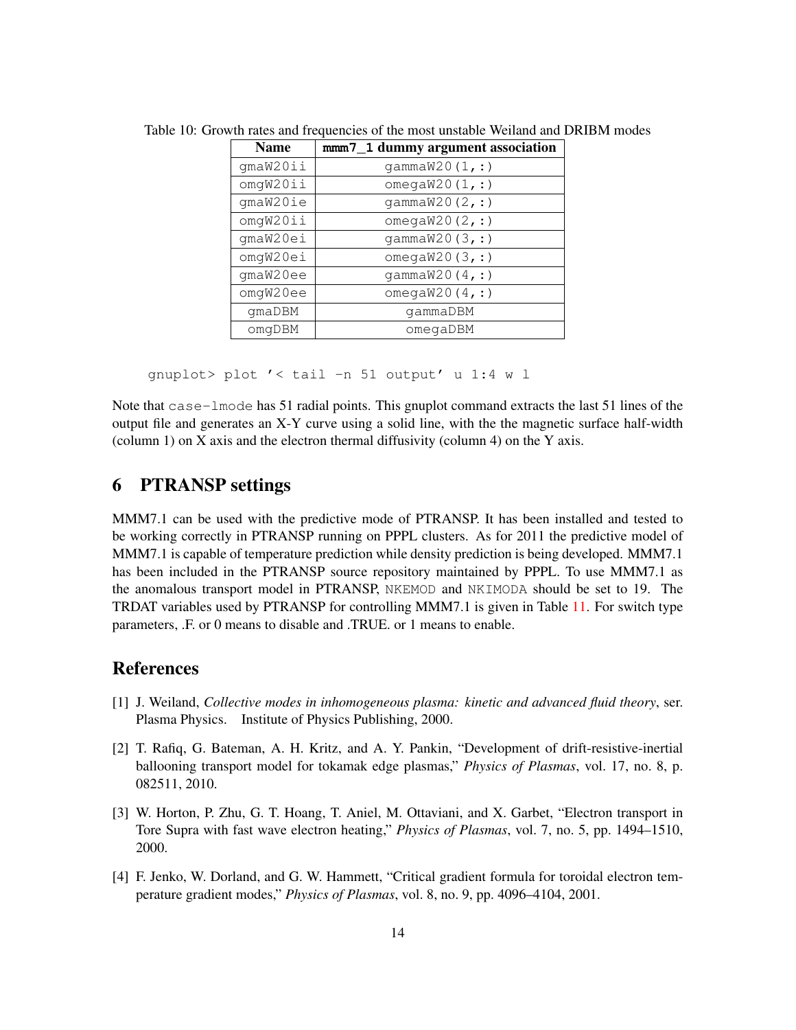Table 10: Growth rates and frequencies of the most unstable Weiland and DRIBM modes

| Name | mmm7_1 dummy argument association |
|---|---|
| gmaW20ii | gammaW20(1,:) |
| omgW20ii | omegaW20(1,:) |
| gmaW20ie | gammaW20(2,:) |
| omgW20ii | omegaW20(2,:) |
| gmaW20ei | gammaW20(3,:) |
| omgW20ei | omegaW20(3,:) |
| gmaW20ee | gammaW20(4,:) |
| omgW20ee | omegaW20(4,:) |
| gmaDBM | gammaDBM |
| omgDBM | omegaDBM |

```
gnuplot> plot '< tail -n 51 output' u 1:4 w l
```

Note that `case-lmode` has 51 radial points. This gnuplot command extracts the last 51 lines of the output file and generates an X-Y curve using a solid line, with the the magnetic surface half-width (column 1) on X axis and the electron thermal diffusivity (column 4) on the Y axis.

# 6 PTRANSP settings

MMM7.1 can be used with the predictive mode of PTRANSP. It has been installed and tested to be working correctly in PTRANSP running on PPPL clusters. As for 2011 the predictive model of MMM7.1 is capable of temperature prediction while density prediction is being developed. MMM7.1 has been included in the PTRANSP source repository maintained by PPPL. To use MMM7.1 as the anomalous transport model in PTRANSP, `NKEMOD` and `NKIMODA` should be set to 19. The TRDAT variables used by PTRANSP for controlling MMM7.1 is given in Table 11. For switch type parameters, .F. or 0 means to disable and .TRUE. or 1 means to enable.

# References

[1] J. Weiland, *Collective modes in inhomogeneous plasma: kinetic and advanced fluid theory*, ser. Plasma Physics. Institute of Physics Publishing, 2000.

[2] T. Rafiq, G. Bateman, A. H. Kritz, and A. Y. Pankin, "Development of drift-resistive-inertial ballooning transport model for tokamak edge plasmas," *Physics of Plasmas*, vol. 17, no. 8, p. 082511, 2010.

[3] W. Horton, P. Zhu, G. T. Hoang, T. Aniel, M. Ottaviani, and X. Garbet, "Electron transport in Tore Supra with fast wave electron heating," *Physics of Plasmas*, vol. 7, no. 5, pp. 1494–1510, 2000.

[4] F. Jenko, W. Dorland, and G. W. Hammett, "Critical gradient formula for toroidal electron temperature gradient modes," *Physics of Plasmas*, vol. 8, no. 9, pp. 4096–4104, 2001.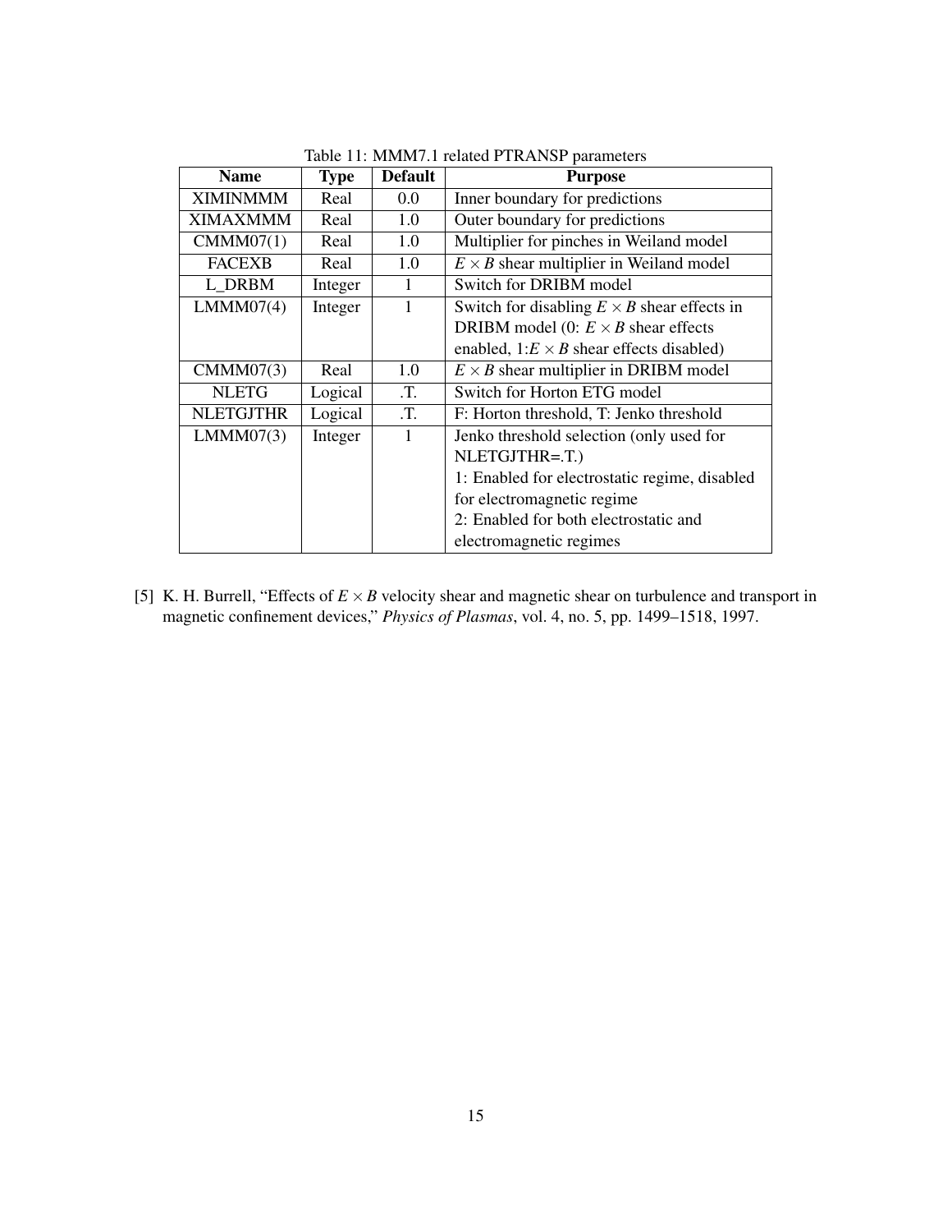Table 11: MMM7.1 related PTRANSP parameters

| Name | Type | Default | Purpose |
|---|---|---|---|
| XIMINMMM | Real | 0.0 | Inner boundary for predictions |
| XIMAXMMM | Real | 1.0 | Outer boundary for predictions |
| CMMM07(1) | Real | 1.0 | Multiplier for pinches in Weiland model |
| FACEXB | Real | 1.0 | $E \times B$ shear multiplier in Weiland model |
| L_DRBM | Integer | 1 | Switch for DRIBM model |
| LMMM07(4) | Integer | 1 | Switch for disabling $E \times B$ shear effects in DRIBM model (0: $E \times B$ shear effects enabled, 1:$E \times B$ shear effects disabled) |
| CMMM07(3) | Real | 1.0 | $E \times B$ shear multiplier in DRIBM model |
| NLETG | Logical | .T. | Switch for Horton ETG model |
| NLETGJTHR | Logical | .T. | F: Horton threshold, T: Jenko threshold |
| LMMM07(3) | Integer | 1 | Jenko threshold selection (only used for NLETGJTHR=.T.)<br>1: Enabled for electrostatic regime, disabled for electromagnetic regime<br>2: Enabled for both electrostatic and electromagnetic regimes |

[5] K. H. Burrell, "Effects of $E \times B$ velocity shear and magnetic shear on turbulence and transport in magnetic confinement devices," *Physics of Plasmas*, vol. 4, no. 5, pp. 1499–1518, 1997.